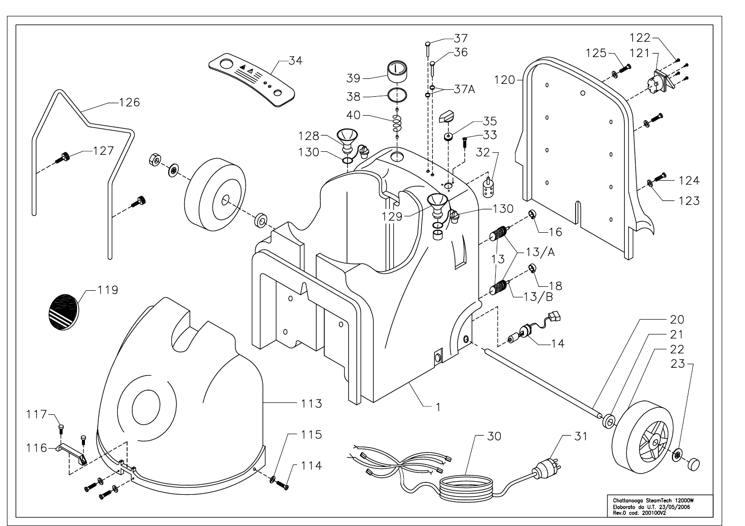Chattanooga SteamTech 12000W
Elaborato da U.T. 23/05/2006
Rev.0 cod. 200100V2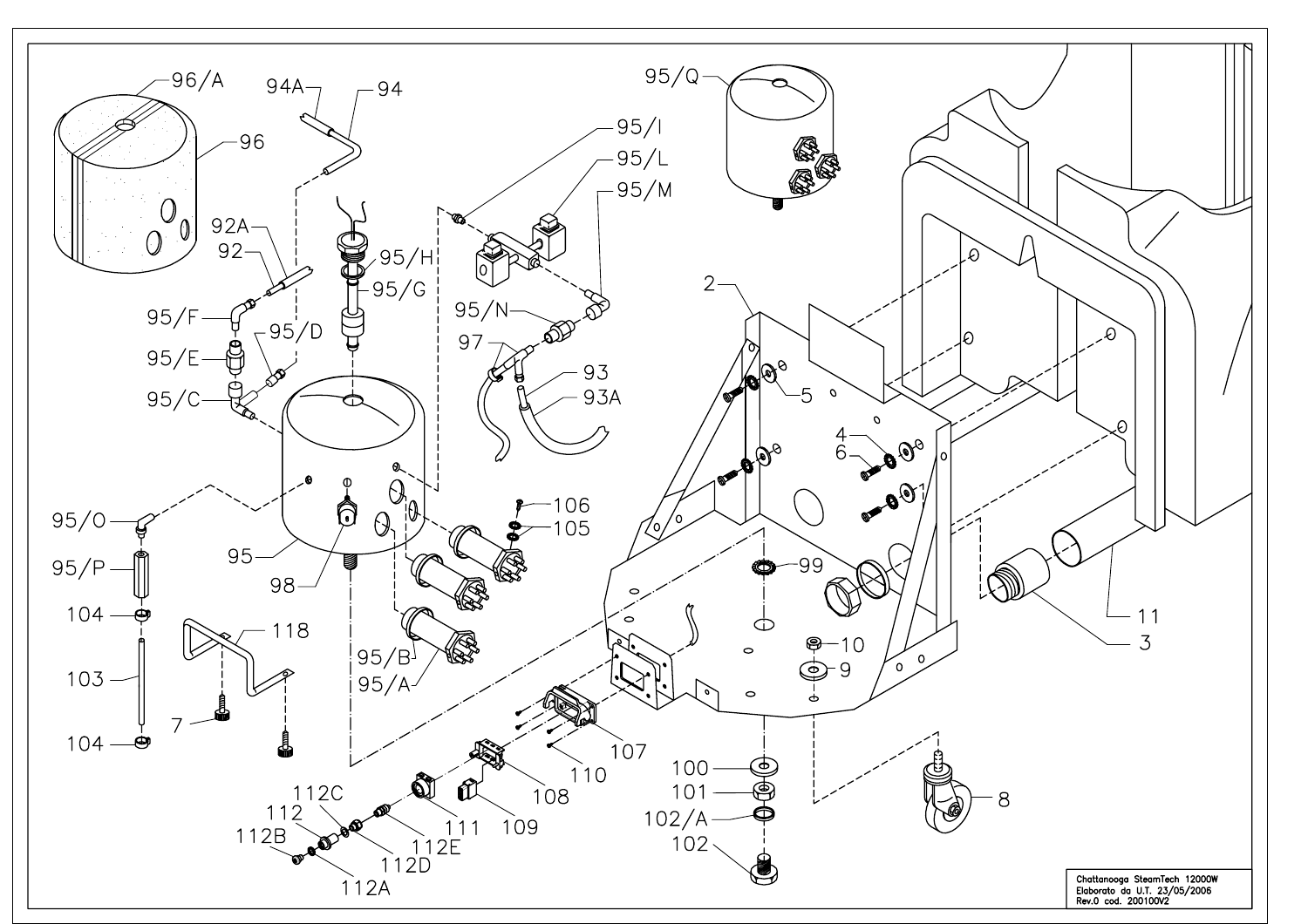Chattanooga SteamTech 12000W
Elaborato da U.T. 23/05/2006
Rev.0 cod. 200100V2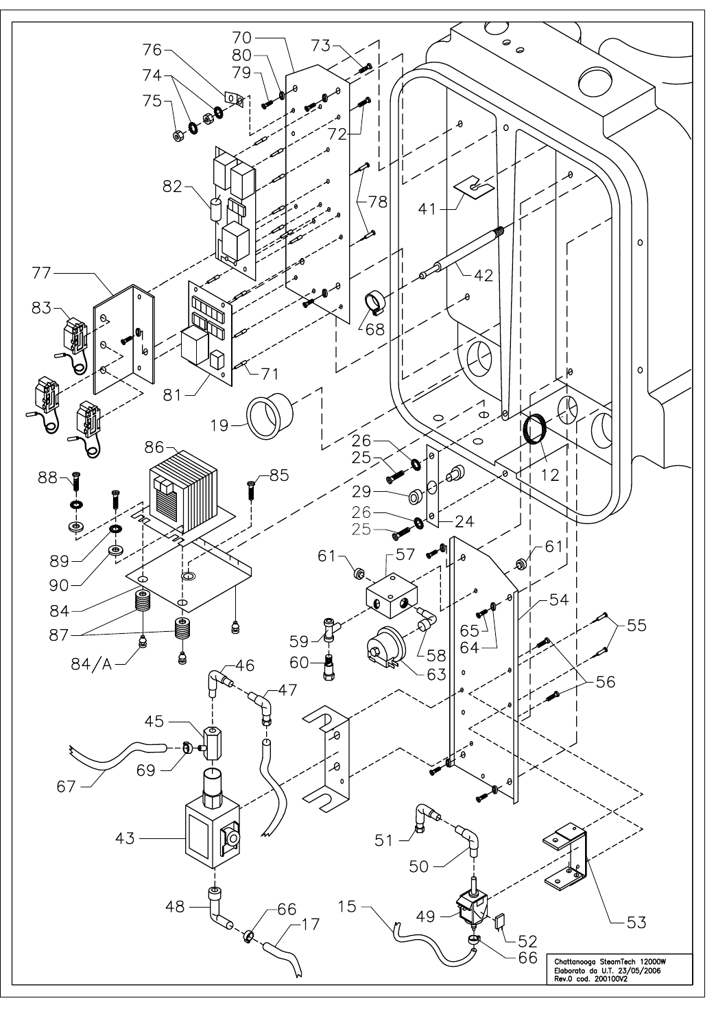Chattanooga SteamTech 12000W
Elaborato da U.T. 23/05/2006
Rev.0 cod. 200100V2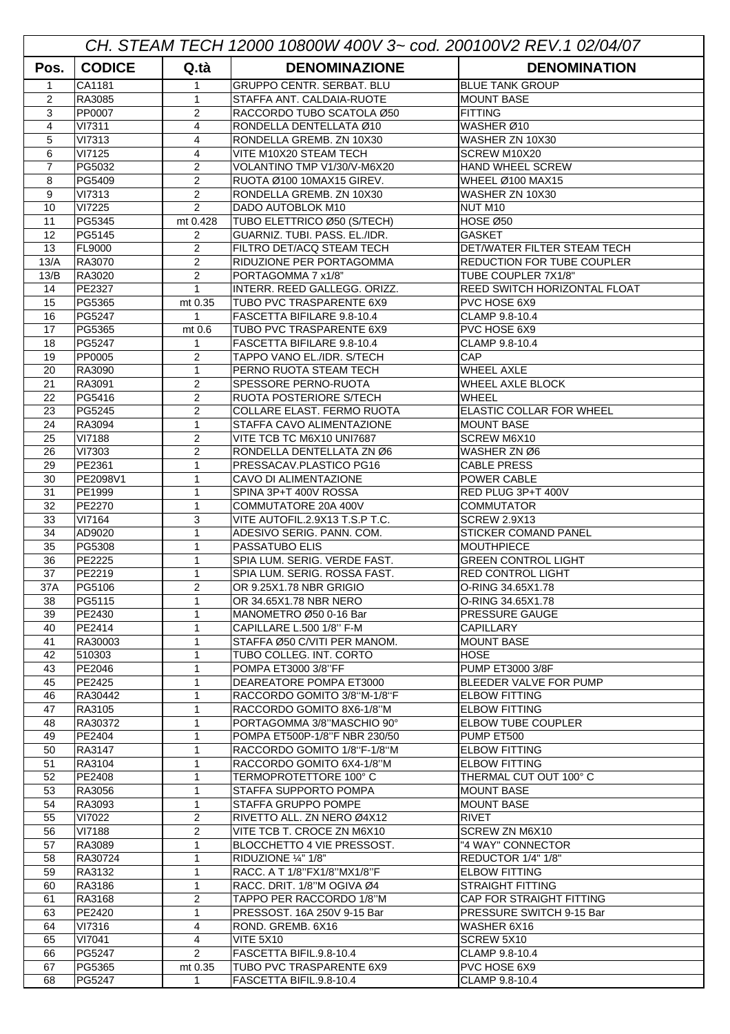# CH. STEAM TECH 12000 10800W 400V 3~ cod. 200100V2 REV.1 02/04/07

| Pos. | CODICE | Q.tà | DENOMINAZIONE | DENOMINATION |
|---|---|---|---|---|
| 1 | CA1181 | 1 | GRUPPO CENTR. SERBAT. BLU | BLUE TANK GROUP |
| 2 | RA3085 | 1 | STAFFA ANT. CALDAIA-RUOTE | MOUNT BASE |
| 3 | PP0007 | 2 | RACCORDO TUBO SCATOLA Ø50 | FITTING |
| 4 | VI7311 | 4 | RONDELLA DENTELLATA Ø10 | WASHER Ø10 |
| 5 | VI7313 | 4 | RONDELLA GREMB. ZN 10X30 | WASHER ZN 10X30 |
| 6 | VI7125 | 4 | VITE M10X20 STEAM TECH | SCREW M10X20 |
| 7 | PG5032 | 2 | VOLANTINO TMP V1/30/V-M6X20 | HAND WHEEL SCREW |
| 8 | PG5409 | 2 | RUOTA Ø100 10MAX15 GIREV. | WHEEL Ø100 MAX15 |
| 9 | VI7313 | 2 | RONDELLA GREMB. ZN 10X30 | WASHER ZN 10X30 |
| 10 | VI7225 | 2 | DADO AUTOBLOK M10 | NUT M10 |
| 11 | PG5345 | mt 0.428 | TUBO ELETTRICO Ø50 (S/TECH) | HOSE Ø50 |
| 12 | PG5145 | 2 | GUARNIZ. TUBI. PASS. EL./IDR. | GASKET |
| 13 | FL9000 | 2 | FILTRO DET/ACQ STEAM TECH | DET/WATER FILTER STEAM TECH |
| 13/A | RA3070 | 2 | RIDUZIONE PER PORTAGOMMA | REDUCTION FOR TUBE COUPLER |
| 13/B | RA3020 | 2 | PORTAGOMMA 7 x1/8" | TUBE COUPLER 7X1/8" |
| 14 | PE2327 | 1 | INTERR. REED GALLEGG. ORIZZ. | REED SWITCH HORIZONTAL FLOAT |
| 15 | PG5365 | mt 0.35 | TUBO PVC TRASPARENTE 6X9 | PVC HOSE 6X9 |
| 16 | PG5247 | 1 | FASCETTA BIFILARE 9.8-10.4 | CLAMP 9.8-10.4 |
| 17 | PG5365 | mt 0.6 | TUBO PVC TRASPARENTE 6X9 | PVC HOSE 6X9 |
| 18 | PG5247 | 1 | FASCETTA BIFILARE 9.8-10.4 | CLAMP 9.8-10.4 |
| 19 | PP0005 | 2 | TAPPO VANO EL./IDR. S/TECH | CAP |
| 20 | RA3090 | 1 | PERNO RUOTA STEAM TECH | WHEEL AXLE |
| 21 | RA3091 | 2 | SPESSORE PERNO-RUOTA | WHEEL AXLE BLOCK |
| 22 | PG5416 | 2 | RUOTA POSTERIORE S/TECH | WHEEL |
| 23 | PG5245 | 2 | COLLARE ELAST. FERMO RUOTA | ELASTIC COLLAR FOR WHEEL |
| 24 | RA3094 | 1 | STAFFA CAVO ALIMENTAZIONE | MOUNT BASE |
| 25 | VI7188 | 2 | VITE TCB TC M6X10 UNI7687 | SCREW M6X10 |
| 26 | VI7303 | 2 | RONDELLA DENTELLATA ZN Ø6 | WASHER ZN Ø6 |
| 29 | PE2361 | 1 | PRESSACAV.PLASTICO PG16 | CABLE PRESS |
| 30 | PE2098V1 | 1 | CAVO DI ALIMENTAZIONE | POWER CABLE |
| 31 | PE1999 | 1 | SPINA 3P+T 400V ROSSA | RED PLUG 3P+T 400V |
| 32 | PE2270 | 1 | COMMUTATORE 20A 400V | COMMUTATOR |
| 33 | VI7164 | 3 | VITE AUTOFIL.2.9X13 T.S.P T.C. | SCREW 2.9X13 |
| 34 | AD9020 | 1 | ADESIVO SERIG. PANN. COM. | STICKER COMAND PANEL |
| 35 | PG5308 | 1 | PASSATUBO ELIS | MOUTHPIECE |
| 36 | PE2225 | 1 | SPIA LUM. SERIG. VERDE FAST. | GREEN CONTROL LIGHT |
| 37 | PE2219 | 1 | SPIA LUM. SERIG. ROSSA FAST. | RED CONTROL LIGHT |
| 37A | PG5106 | 2 | OR 9.25X1.78 NBR GRIGIO | O-RING 34.65X1.78 |
| 38 | PG5115 | 1 | OR 34.65X1.78 NBR NERO | O-RING 34.65X1.78 |
| 39 | PE2430 | 1 | MANOMETRO Ø50 0-16 Bar | PRESSURE GAUGE |
| 40 | PE2414 | 1 | CAPILLARE L.500 1/8'' F-M | CAPILLARY |
| 41 | RA30003 | 1 | STAFFA Ø50 C/VITI PER MANOM. | MOUNT BASE |
| 42 | 510303 | 1 | TUBO COLLEG. INT. CORTO | HOSE |
| 43 | PE2046 | 1 | POMPA ET3000 3/8''FF | PUMP ET3000 3/8F |
| 45 | PE2425 | 1 | DEAREATORE POMPA ET3000 | BLEEDER VALVE FOR PUMP |
| 46 | RA30442 | 1 | RACCORDO GOMITO 3/8''M-1/8''F | ELBOW FITTING |
| 47 | RA3105 | 1 | RACCORDO GOMITO 8X6-1/8''M | ELBOW FITTING |
| 48 | RA30372 | 1 | PORTAGOMMA 3/8''MASCHIO 90° | ELBOW TUBE COUPLER |
| 49 | PE2404 | 1 | POMPA ET500P-1/8''F NBR 230/50 | PUMP ET500 |
| 50 | RA3147 | 1 | RACCORDO GOMITO 1/8''F-1/8''M | ELBOW FITTING |
| 51 | RA3104 | 1 | RACCORDO GOMITO 6X4-1/8''M | ELBOW FITTING |
| 52 | PE2408 | 1 | TERMOPROTETTORE 100° C | THERMAL CUT OUT 100° C |
| 53 | RA3056 | 1 | STAFFA SUPPORTO POMPA | MOUNT BASE |
| 54 | RA3093 | 1 | STAFFA GRUPPO POMPE | MOUNT BASE |
| 55 | VI7022 | 2 | RIVETTO ALL. ZN NERO Ø4X12 | RIVET |
| 56 | VI7188 | 2 | VITE TCB T. CROCE ZN M6X10 | SCREW ZN M6X10 |
| 57 | RA3089 | 1 | BLOCCHETTO 4 VIE PRESSOST. | "4 WAY" CONNECTOR |
| 58 | RA30724 | 1 | RIDUZIONE ¼" 1/8" | REDUCTOR 1/4" 1/8" |
| 59 | RA3132 | 1 | RACC. A T 1/8''FX1/8''MX1/8''F | ELBOW FITTING |
| 60 | RA3186 | 1 | RACC. DRIT. 1/8''M OGIVA Ø4 | STRAIGHT FITTING |
| 61 | RA3168 | 2 | TAPPO PER RACCORDO 1/8''M | CAP FOR STRAIGHT FITTING |
| 63 | PE2420 | 1 | PRESSOST. 16A 250V 9-15 Bar | PRESSURE SWITCH 9-15 Bar |
| 64 | VI7316 | 4 | ROND. GREMB. 6X16 | WASHER 6X16 |
| 65 | VI7041 | 4 | VITE 5X10 | SCREW 5X10 |
| 66 | PG5247 | 2 | FASCETTA BIFIL.9.8-10.4 | CLAMP 9.8-10.4 |
| 67 | PG5365 | mt 0.35 | TUBO PVC TRASPARENTE 6X9 | PVC HOSE 6X9 |
| 68 | PG5247 | 1 | FASCETTA BIFIL.9.8-10.4 | CLAMP 9.8-10.4 |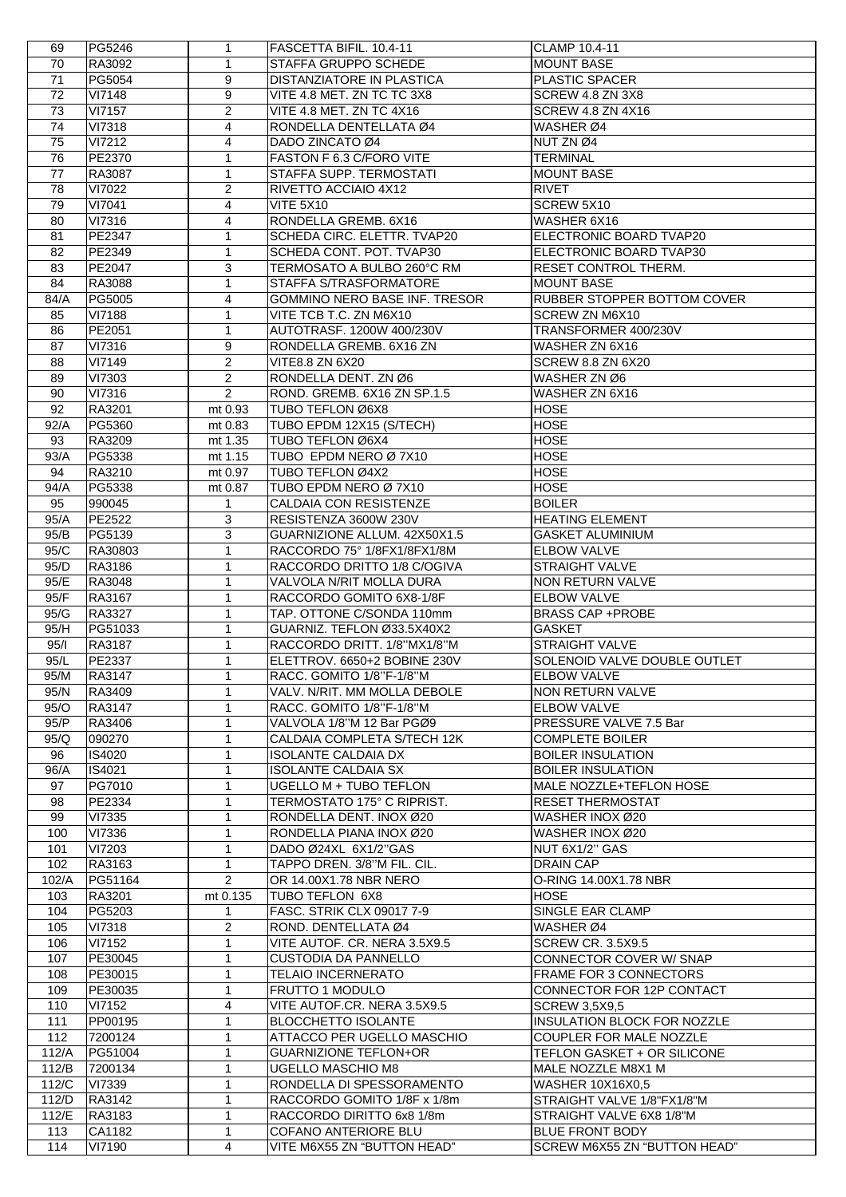| 69 | PG5246 | 1 | FASCETTA BIFIL. 10.4-11 | CLAMP 10.4-11 |
|---|---|---|---|---|
| 70 | RA3092 | 1 | STAFFA GRUPPO SCHEDE | MOUNT BASE |
| 71 | PG5054 | 9 | DISTANZIATORE IN PLASTICA | PLASTIC SPACER |
| 72 | VI7148 | 9 | VITE 4.8 MET. ZN TC TC 3X8 | SCREW 4.8 ZN 3X8 |
| 73 | VI7157 | 2 | VITE 4.8 MET. ZN TC 4X16 | SCREW 4.8 ZN 4X16 |
| 74 | VI7318 | 4 | RONDELLA DENTELLATA Ø4 | WASHER Ø4 |
| 75 | VI7212 | 4 | DADO ZINCATO Ø4 | NUT ZN Ø4 |
| 76 | PE2370 | 1 | FASTON F 6.3 C/FORO VITE | TERMINAL |
| 77 | RA3087 | 1 | STAFFA SUPP. TERMOSTATI | MOUNT BASE |
| 78 | VI7022 | 2 | RIVETTO ACCIAIO 4X12 | RIVET |
| 79 | VI7041 | 4 | VITE 5X10 | SCREW 5X10 |
| 80 | VI7316 | 4 | RONDELLA GREMB. 6X16 | WASHER 6X16 |
| 81 | PE2347 | 1 | SCHEDA CIRC. ELETTR. TVAP20 | ELECTRONIC BOARD TVAP20 |
| 82 | PE2349 | 1 | SCHEDA CONT. POT. TVAP30 | ELECTRONIC BOARD TVAP30 |
| 83 | PE2047 | 3 | TERMOSATO A BULBO 260°C RM | RESET CONTROL THERM. |
| 84 | RA3088 | 1 | STAFFA S/TRASFORMATORE | MOUNT BASE |
| 84/A | PG5005 | 4 | GOMMINO NERO BASE INF. TRESOR | RUBBER STOPPER BOTTOM COVER |
| 85 | VI7188 | 1 | VITE TCB T.C. ZN M6X10 | SCREW ZN M6X10 |
| 86 | PE2051 | 1 | AUTOTRASF. 1200W 400/230V | TRANSFORMER 400/230V |
| 87 | VI7316 | 9 | RONDELLA GREMB. 6X16 ZN | WASHER ZN 6X16 |
| 88 | VI7149 | 2 | VITE8.8 ZN 6X20 | SCREW 8.8 ZN 6X20 |
| 89 | VI7303 | 2 | RONDELLA DENT. ZN Ø6 | WASHER ZN Ø6 |
| 90 | VI7316 | 2 | ROND. GREMB. 6X16 ZN SP.1.5 | WASHER ZN 6X16 |
| 92 | RA3201 | mt 0.93 | TUBO TEFLON Ø6X8 | HOSE |
| 92/A | PG5360 | mt 0.83 | TUBO EPDM 12X15 (S/TECH) | HOSE |
| 93 | RA3209 | mt 1.35 | TUBO TEFLON Ø6X4 | HOSE |
| 93/A | PG5338 | mt 1.15 | TUBO EPDM NERO Ø 7X10 | HOSE |
| 94 | RA3210 | mt 0.97 | TUBO TEFLON Ø4X2 | HOSE |
| 94/A | PG5338 | mt 0.87 | TUBO EPDM NERO Ø 7X10 | HOSE |
| 95 | 990045 | 1 | CALDAIA CON RESISTENZE | BOILER |
| 95/A | PE2522 | 3 | RESISTENZA 3600W 230V | HEATING ELEMENT |
| 95/B | PG5139 | 3 | GUARNIZIONE ALLUM. 42X50X1.5 | GASKET ALUMINIUM |
| 95/C | RA30803 | 1 | RACCORDO 75° 1/8FX1/8FX1/8M | ELBOW VALVE |
| 95/D | RA3186 | 1 | RACCORDO DRITTO 1/8 C/OGIVA | STRAIGHT VALVE |
| 95/E | RA3048 | 1 | VALVOLA N/RIT MOLLA DURA | NON RETURN VALVE |
| 95/F | RA3167 | 1 | RACCORDO GOMITO 6X8-1/8F | ELBOW VALVE |
| 95/G | RA3327 | 1 | TAP. OTTONE C/SONDA 110mm | BRASS CAP +PROBE |
| 95/H | PG51033 | 1 | GUARNIZ. TEFLON Ø33.5X40X2 | GASKET |
| 95/I | RA3187 | 1 | RACCORDO DRITT. 1/8"MX1/8"M | STRAIGHT VALVE |
| 95/L | PE2337 | 1 | ELETTROV. 6650+2 BOBINE 230V | SOLENOID VALVE DOUBLE OUTLET |
| 95/M | RA3147 | 1 | RACC. GOMITO 1/8"F-1/8"M | ELBOW VALVE |
| 95/N | RA3409 | 1 | VALV. N/RIT. MM MOLLA DEBOLE | NON RETURN VALVE |
| 95/O | RA3147 | 1 | RACC. GOMITO 1/8"F-1/8"M | ELBOW VALVE |
| 95/P | RA3406 | 1 | VALVOLA 1/8"M 12 Bar PGØ9 | PRESSURE VALVE 7.5 Bar |
| 95/Q | 090270 | 1 | CALDAIA COMPLETA S/TECH 12K | COMPLETE BOILER |
| 96 | IS4020 | 1 | ISOLANTE CALDAIA DX | BOILER INSULATION |
| 96/A | IS4021 | 1 | ISOLANTE CALDAIA SX | BOILER INSULATION |
| 97 | PG7010 | 1 | UGELLO M + TUBO TEFLON | MALE NOZZLE+TEFLON HOSE |
| 98 | PE2334 | 1 | TERMOSTATO 175° C RIPRIST. | RESET THERMOSTAT |
| 99 | VI7335 | 1 | RONDELLA DENT. INOX Ø20 | WASHER INOX Ø20 |
| 100 | VI7336 | 1 | RONDELLA PIANA INOX Ø20 | WASHER INOX Ø20 |
| 101 | VI7203 | 1 | DADO Ø24XL 6X1/2"GAS | NUT 6X1/2" GAS |
| 102 | RA3163 | 1 | TAPPO DREN. 3/8"M FIL. CIL. | DRAIN CAP |
| 102/A | PG51164 | 2 | OR 14.00X1.78 NBR NERO | O-RING 14.00X1.78 NBR |
| 103 | RA3201 | mt 0.135 | TUBO TEFLON 6X8 | HOSE |
| 104 | PG5203 | 1 | FASC. STRIK CLX 09017 7-9 | SINGLE EAR CLAMP |
| 105 | VI7318 | 2 | ROND. DENTELLATA Ø4 | WASHER Ø4 |
| 106 | VI7152 | 1 | VITE AUTOF. CR. NERA 3.5X9.5 | SCREW CR. 3.5X9.5 |
| 107 | PE30045 | 1 | CUSTODIA DA PANNELLO | CONNECTOR COVER W/ SNAP |
| 108 | PE30015 | 1 | TELAIO INCERNERATO | FRAME FOR 3 CONNECTORS |
| 109 | PE30035 | 1 | FRUTTO 1 MODULO | CONNECTOR FOR 12P CONTACT |
| 110 | VI7152 | 4 | VITE AUTOF.CR. NERA 3.5X9.5 | SCREW 3,5X9,5 |
| 111 | PP00195 | 1 | BLOCCHETTO ISOLANTE | INSULATION BLOCK FOR NOZZLE |
| 112 | 7200124 | 1 | ATTACCO PER UGELLO MASCHIO | COUPLER FOR MALE NOZZLE |
| 112/A | PG51004 | 1 | GUARNIZIONE TEFLON+OR | TEFLON GASKET + OR SILICONE |
| 112/B | 7200134 | 1 | UGELLO MASCHIO M8 | MALE NOZZLE M8X1 M |
| 112/C | VI7339 | 1 | RONDELLA DI SPESSORAMENTO | WASHER 10X16X0,5 |
| 112/D | RA3142 | 1 | RACCORDO GOMITO 1/8F x 1/8m | STRAIGHT VALVE 1/8"FX1/8"M |
| 112/E | RA3183 | 1 | RACCORDO DIRITTO 6x8 1/8m | STRAIGHT VALVE 6X8 1/8"M |
| 113 | CA1182 | 1 | COFANO ANTERIORE BLU | BLUE FRONT BODY |
| 114 | VI7190 | 4 | VITE M6X55 ZN "BUTTON HEAD" | SCREW M6X55 ZN "BUTTON HEAD" |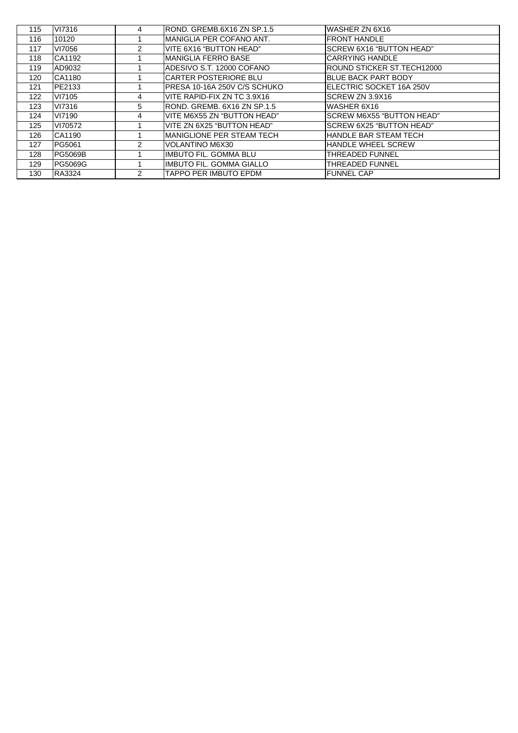| | | | | |
|---|---|---|---|---|
| 115 | VI7316 | 4 | ROND. GREMB.6X16 ZN SP.1.5 | WASHER ZN 6X16 |
| 116 | 10120 | 1 | MANIGLIA PER COFANO ANT. | FRONT HANDLE |
| 117 | VI7056 | 2 | VITE 6X16 “BUTTON HEAD” | SCREW 6X16 “BUTTON HEAD” |
| 118 | CA1192 | 1 | MANIGLIA FERRO BASE | CARRYING HANDLE |
| 119 | AD9032 | 1 | ADESIVO S.T. 12000 COFANO | ROUND STICKER ST.TECH12000 |
| 120 | CA1180 | 1 | CARTER POSTERIORE BLU | BLUE BACK PART BODY |
| 121 | PE2133 | 1 | PRESA 10-16A 250V C/S SCHUKO | ELECTRIC SOCKET 16A 250V |
| 122 | VI7105 | 4 | VITE RAPID-FIX ZN TC 3.9X16 | SCREW ZN 3.9X16 |
| 123 | VI7316 | 5 | ROND. GREMB. 6X16 ZN SP.1.5 | WASHER 6X16 |
| 124 | VI7190 | 4 | VITE M6X55 ZN “BUTTON HEAD” | SCREW M6X55 “BUTTON HEAD” |
| 125 | VI70572 | 1 | VITE ZN 6X25 “BUTTON HEAD” | SCREW 6X25 “BUTTON HEAD” |
| 126 | CA1190 | 1 | MANIGLIONE PER STEAM TECH | HANDLE BAR STEAM TECH |
| 127 | PG5061 | 2 | VOLANTINO M6X30 | HANDLE WHEEL SCREW |
| 128 | PG5069B | 1 | IMBUTO FIL. GOMMA BLU | THREADED FUNNEL |
| 129 | PG5069G | 1 | IMBUTO FIL. GOMMA GIALLO | THREADED FUNNEL |
| 130 | RA3324 | 2 | TAPPO PER IMBUTO EPDM | FUNNEL CAP |